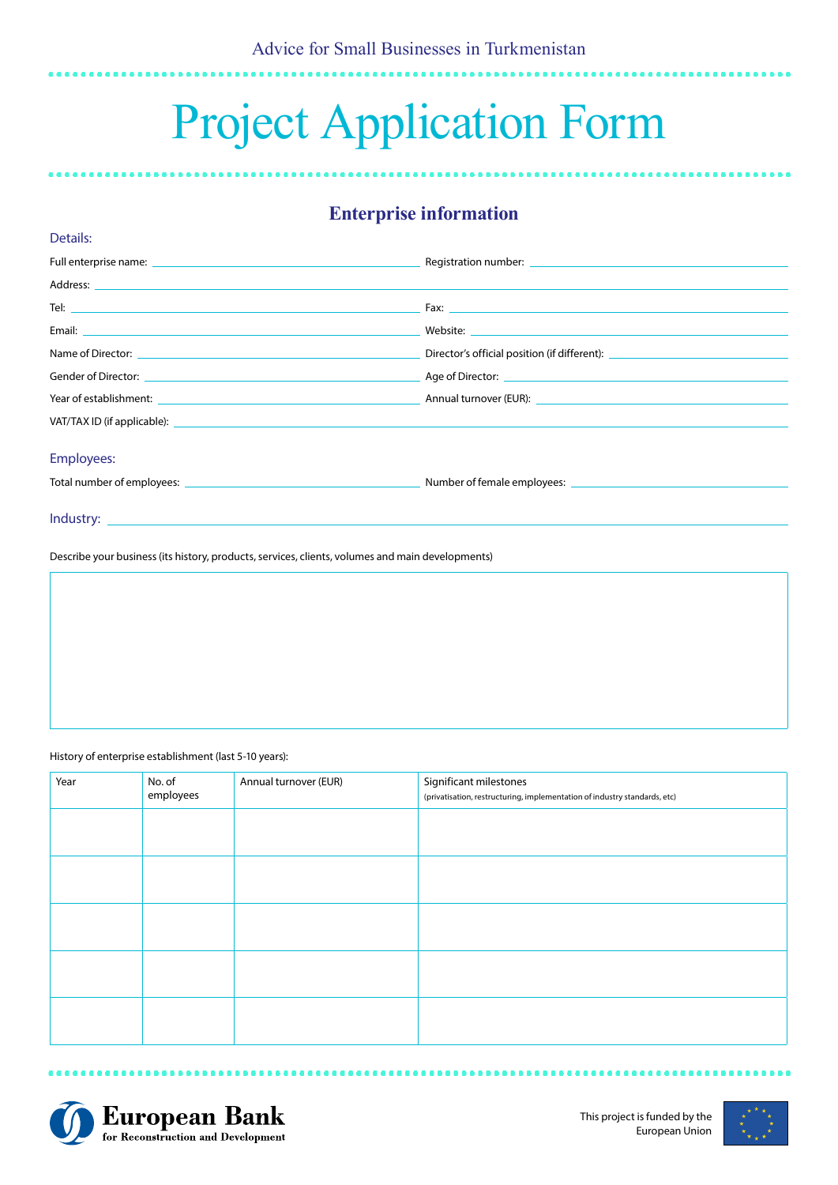Advice for Small Businesses in Turkmenistan

# Project Application Form

## Enterprise information

### Details:

Full enterprise name: ______________________ Registration number: ______________________

Address: ______________________

Tel: ______________________ Fax: ______________________

Email: ______________________ Website: ______________________

Name of Director: ______________________ Director's official position (if different): ______________________

Gender of Director: ______________________ Age of Director: ______________________

Year of establishment: ______________________ Annual turnover (EUR): ______________________

VAT/TAX ID (if applicable): ______________________

### Employees:

Total number of employees: ______________________ Number of female employees: ______________________

### Industry: ______________________

Describe your business (its history, products, services, clients, volumes and main developments)

History of enterprise establishment (last 5-10 years):

| Year | No. of employees | Annual turnover (EUR) | Significant milestones (privatisation, restructuring, implementation of industry standards, etc) |
|---|---|---|---|
| | | | |
| | | | |
| | | | |
| | | | |
| | | | |

European Bank for Reconstruction and Development

This project is funded by the European Union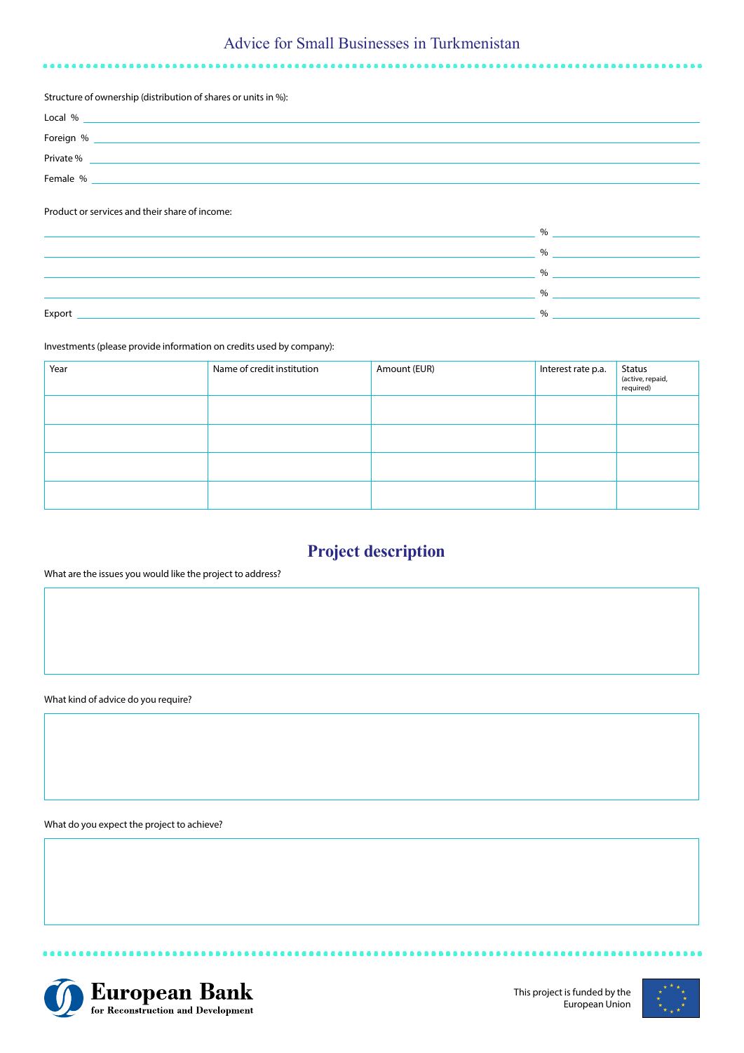Structure of ownership (distribution of shares or units in %):

Local % \_\_\_\_\_\_\_\_\_\_\_\_\_\_\_\_\_\_\_\_

Foreign % \_\_\_\_\_\_\_\_\_\_\_\_\_\_\_\_\_\_\_\_

Private % \_\_\_\_\_\_\_\_\_\_\_\_\_\_\_\_\_\_\_\_

Female % \_\_\_\_\_\_\_\_\_\_\_\_\_\_\_\_\_\_\_\_

Product or services and their share of income:

\_\_\_\_\_\_\_\_\_\_\_\_\_\_\_\_\_\_\_\_ % \_\_\_\_\_\_\_\_\_\_

\_\_\_\_\_\_\_\_\_\_\_\_\_\_\_\_\_\_\_\_ % \_\_\_\_\_\_\_\_\_\_

\_\_\_\_\_\_\_\_\_\_\_\_\_\_\_\_\_\_\_\_ % \_\_\_\_\_\_\_\_\_\_

\_\_\_\_\_\_\_\_\_\_\_\_\_\_\_\_\_\_\_\_ % \_\_\_\_\_\_\_\_\_\_

Export \_\_\_\_\_\_\_\_\_\_\_\_\_\_\_\_\_\_\_\_ % \_\_\_\_\_\_\_\_\_\_

Investments (please provide information on credits used by company):

| Year | Name of credit institution | Amount (EUR) | Interest rate p.a. | Status (active, repaid, required) |
|---|---|---|---|---|
| | | | | |
| | | | | |
| | | | | |
| | | | | |

## Project description

What are the issues you would like the project to address?

What kind of advice do you require?

What do you expect the project to achieve?

European Bank for Reconstruction and Development

This project is funded by the European Union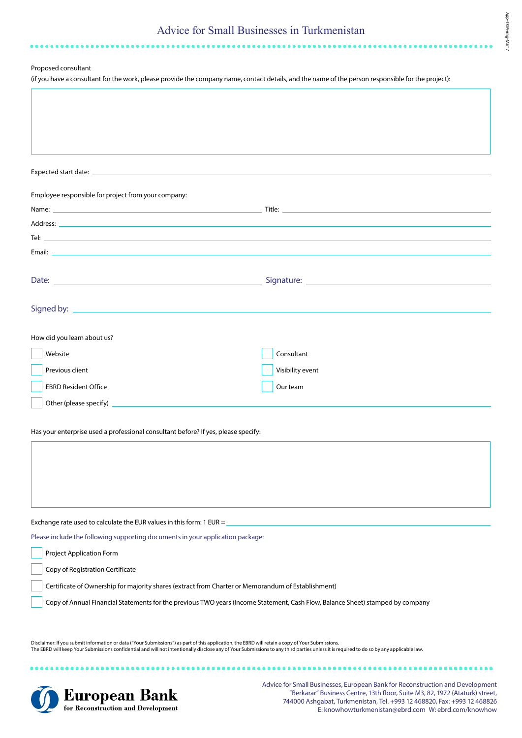# Advice for Small Businesses in Turkmenistan

Proposed consultant
(if you have a consultant for the work, please provide the company name, contact details, and the name of the person responsible for the project):

Expected start date: ______________________

Employee responsible for project from your company:

Name: ______________________ Title: ______________________

Address: ______________________

Tel: ______________________

Email: ______________________

Date: ______________________ Signature: ______________________

Signed by: ______________________

How did you learn about us?

- [ ] Website
- [ ] Consultant
- [ ] Previous client
- [ ] Visibility event
- [ ] EBRD Resident Office
- [ ] Our team
- [ ] Other (please specify) ______________________

Has your enterprise used a professional consultant before? If yes, please specify:

Exchange rate used to calculate the EUR values in this form: 1 EUR = ______________________

Please include the following supporting documents in your application package:

- [ ] Project Application Form
- [ ] Copy of Registration Certificate
- [ ] Certificate of Ownership for majority shares (extract from Charter or Memorandum of Establishment)
- [ ] Copy of Annual Financial Statements for the previous TWO years (Income Statement, Cash Flow, Balance Sheet) stamped by company

Disclaimer: If you submit information or data ("Your Submissions") as part of this application, the EBRD will retain a copy of Your Submissions.
The EBRD will keep Your Submissions confidential and will not intentionally disclose any of Your Submissions to any third parties unless it is required to do so by any applicable law.

European Bank for Reconstruction and Development

Advice for Small Businesses, European Bank for Reconstruction and Development
"Berkarar" Business Centre, 13th floor, Suite M3, 82, 1972 (Ataturk) street,
744000 Ashgabat, Turkmenistan, Tel. +993 12 468820, Fax: +993 12 468826
E: knowhowturkmenistan@ebrd.com W: ebrd.com/knowhow